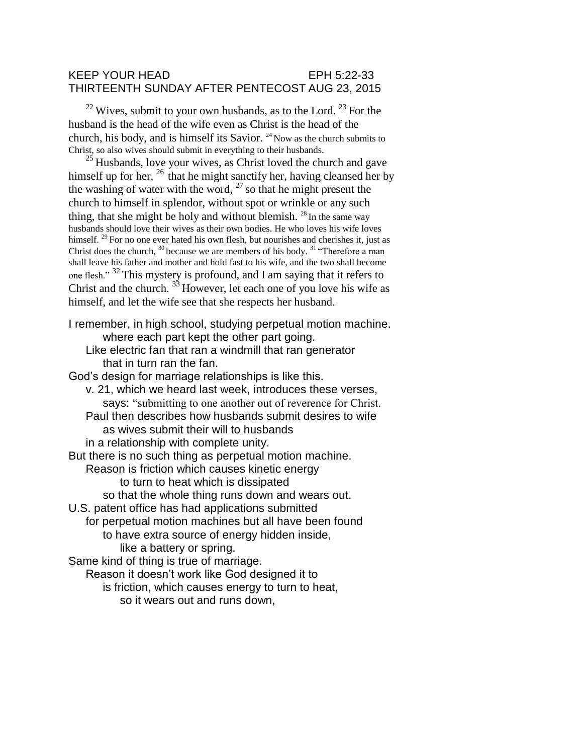KEEP YOUR HEAD EPH 5:22-33
THIRTEENTH SUNDAY AFTER PENTECOST AUG 23, 2015

[22] Wives, submit to your own husbands, as to the Lord. [23] For the husband is the head of the wife even as Christ is the head of the church, his body, and is himself its Savior. [24] Now as the church submits to Christ, so also wives should submit in everything to their husbands.

[25] Husbands, love your wives, as Christ loved the church and gave himself up for her, [26] that he might sanctify her, having cleansed her by the washing of water with the word, [27] so that he might present the church to himself in splendor, without spot or wrinkle or any such thing, that she might be holy and without blemish. [28] In the same way husbands should love their wives as their own bodies. He who loves his wife loves himself. [29] For no one ever hated his own flesh, but nourishes and cherishes it, just as Christ does the church, [30] because we are members of his body. [31] "Therefore a man shall leave his father and mother and hold fast to his wife, and the two shall become one flesh." [32] This mystery is profound, and I am saying that it refers to Christ and the church. [33] However, let each one of you love his wife as himself, and let the wife see that she respects her husband.

I remember, in high school, studying perpetual motion machine.
where each part kept the other part going.
Like electric fan that ran a windmill that ran generator
that in turn ran the fan.
God's design for marriage relationships is like this.
v. 21, which we heard last week, introduces these verses,
says: "submitting to one another out of reverence for Christ.
Paul then describes how husbands submit desires to wife
as wives submit their will to husbands
in a relationship with complete unity.
But there is no such thing as perpetual motion machine.
Reason is friction which causes kinetic energy
to turn to heat which is dissipated
so that the whole thing runs down and wears out.
U.S. patent office has had applications submitted
for perpetual motion machines but all have been found
to have extra source of energy hidden inside,
like a battery or spring.
Same kind of thing is true of marriage.
Reason it doesn't work like God designed it to
is friction, which causes energy to turn to heat,
so it wears out and runs down,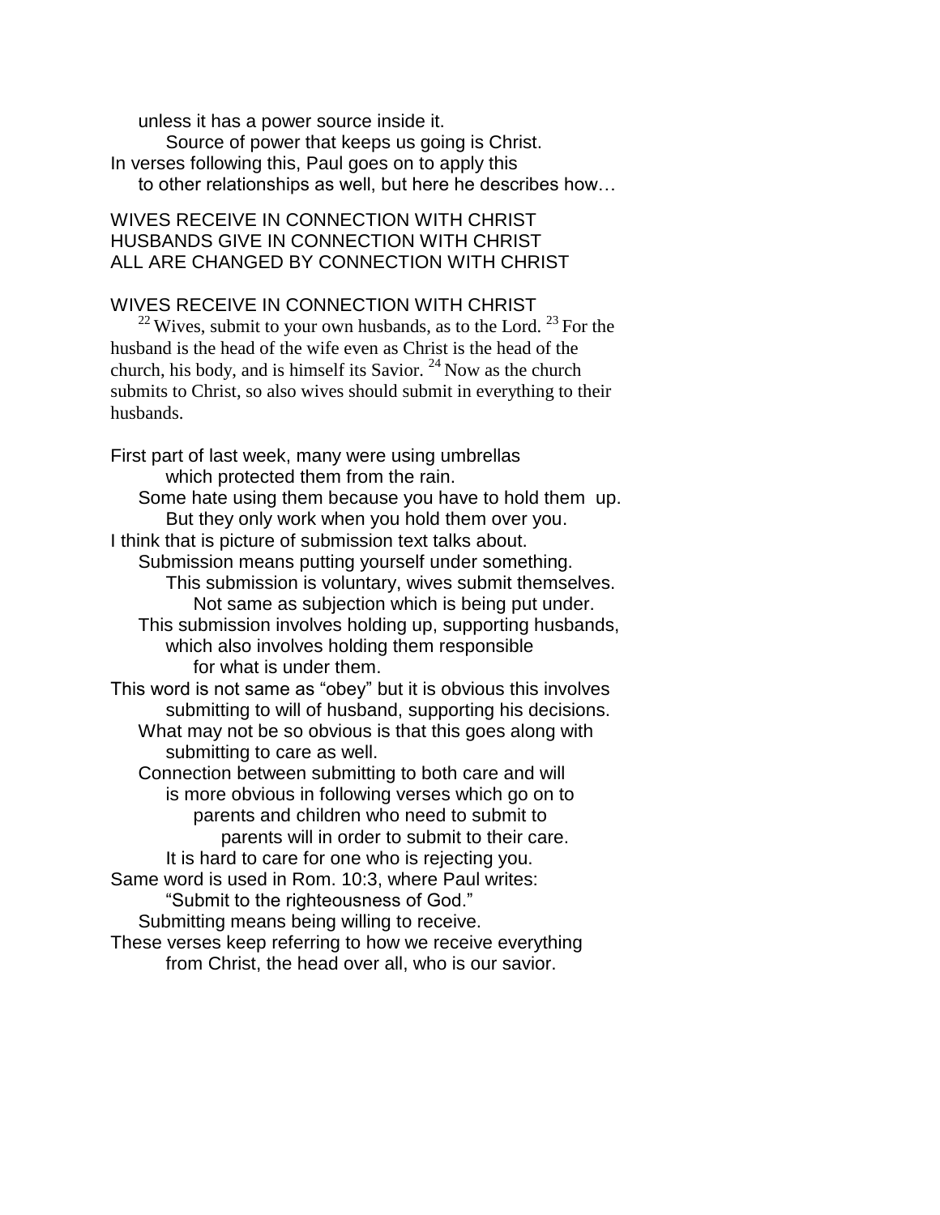unless it has a power source inside it.
Source of power that keeps us going is Christ.
In verses following this, Paul goes on to apply this
to other relationships as well, but here he describes how…

WIVES RECEIVE IN CONNECTION WITH CHRIST
HUSBANDS GIVE IN CONNECTION WITH CHRIST
ALL ARE CHANGED BY CONNECTION WITH CHRIST

WIVES RECEIVE IN CONNECTION WITH CHRIST

[22] Wives, submit to your own husbands, as to the Lord. [23] For the husband is the head of the wife even as Christ is the head of the church, his body, and is himself its Savior. [24] Now as the church submits to Christ, so also wives should submit in everything to their husbands.

First part of last week, many were using umbrellas
which protected them from the rain.
Some hate using them because you have to hold them up.
But they only work when you hold them over you.
I think that is picture of submission text talks about.
Submission means putting yourself under something.
This submission is voluntary, wives submit themselves.
Not same as subjection which is being put under.
This submission involves holding up, supporting husbands,
which also involves holding them responsible
for what is under them.
This word is not same as "obey" but it is obvious this involves
submitting to will of husband, supporting his decisions.
What may not be so obvious is that this goes along with
submitting to care as well.
Connection between submitting to both care and will
is more obvious in following verses which go on to
parents and children who need to submit to
parents will in order to submit to their care.
It is hard to care for one who is rejecting you.
Same word is used in Rom. 10:3, where Paul writes:
"Submit to the righteousness of God."
Submitting means being willing to receive.
These verses keep referring to how we receive everything
from Christ, the head over all, who is our savior.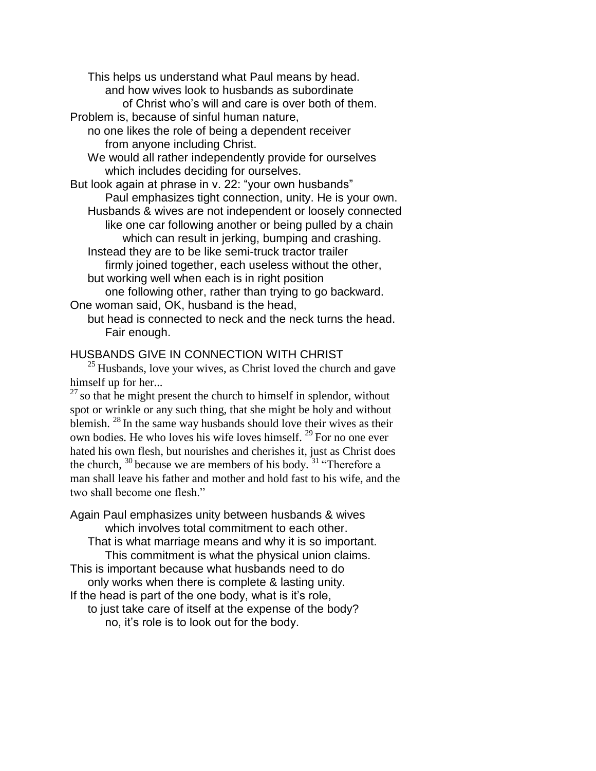This helps us understand what Paul means by head.
and how wives look to husbands as subordinate
of Christ who's will and care is over both of them.
Problem is, because of sinful human nature,
no one likes the role of being a dependent receiver
from anyone including Christ.
We would all rather independently provide for ourselves
which includes deciding for ourselves.
But look again at phrase in v. 22: "your own husbands"
Paul emphasizes tight connection, unity. He is your own.
Husbands & wives are not independent or loosely connected
like one car following another or being pulled by a chain
which can result in jerking, bumping and crashing.
Instead they are to be like semi-truck tractor trailer
firmly joined together, each useless without the other,
but working well when each is in right position
one following other, rather than trying to go backward.
One woman said, OK, husband is the head,
but head is connected to neck and the neck turns the head.
Fair enough.

HUSBANDS GIVE IN CONNECTION WITH CHRIST

[25] Husbands, love your wives, as Christ loved the church and gave himself up for her...
[27] so that he might present the church to himself in splendor, without spot or wrinkle or any such thing, that she might be holy and without blemish. [28] In the same way husbands should love their wives as their own bodies. He who loves his wife loves himself. [29] For no one ever hated his own flesh, but nourishes and cherishes it, just as Christ does the church, [30] because we are members of his body. [31] "Therefore a man shall leave his father and mother and hold fast to his wife, and the two shall become one flesh."

Again Paul emphasizes unity between husbands & wives
which involves total commitment to each other.
That is what marriage means and why it is so important.
This commitment is what the physical union claims.
This is important because what husbands need to do
only works when there is complete & lasting unity.
If the head is part of the one body, what is it's role,
to just take care of itself at the expense of the body?
no, it's role is to look out for the body.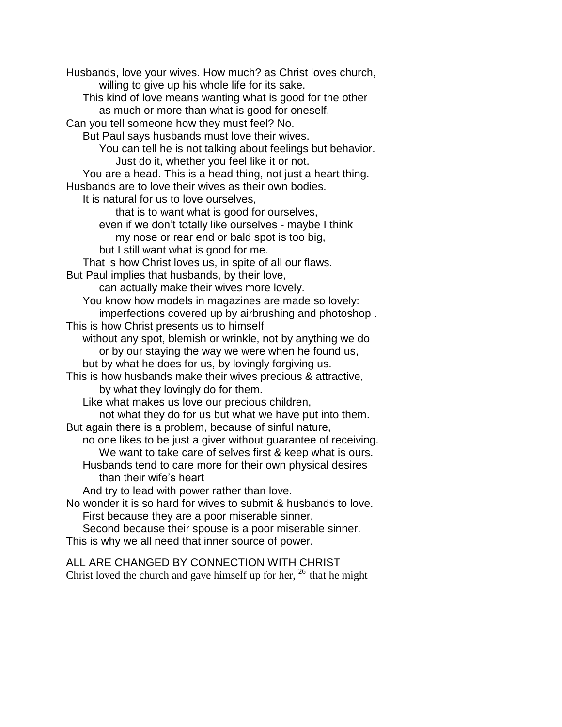Husbands, love your wives. How much? as Christ loves church,
willing to give up his whole life for its sake.
This kind of love means wanting what is good for the other
as much or more than what is good for oneself.
Can you tell someone how they must feel? No.
But Paul says husbands must love their wives.
You can tell he is not talking about feelings but behavior.
Just do it, whether you feel like it or not.
You are a head. This is a head thing, not just a heart thing.
Husbands are to love their wives as their own bodies.
It is natural for us to love ourselves,
that is to want what is good for ourselves,
even if we don't totally like ourselves - maybe I think
my nose or rear end or bald spot is too big,
but I still want what is good for me.
That is how Christ loves us, in spite of all our flaws.
But Paul implies that husbands, by their love,
can actually make their wives more lovely.
You know how models in magazines are made so lovely:
imperfections covered up by airbrushing and photoshop .
This is how Christ presents us to himself
without any spot, blemish or wrinkle, not by anything we do
or by our staying the way we were when he found us,
but by what he does for us, by lovingly forgiving us.
This is how husbands make their wives precious & attractive,
by what they lovingly do for them.
Like what makes us love our precious children,
not what they do for us but what we have put into them.
But again there is a problem, because of sinful nature,
no one likes to be just a giver without guarantee of receiving.
We want to take care of selves first & keep what is ours.
Husbands tend to care more for their own physical desires
than their wife's heart
And try to lead with power rather than love.
No wonder it is so hard for wives to submit & husbands to love.
First because they are a poor miserable sinner,
Second because their spouse is a poor miserable sinner.
This is why we all need that inner source of power.

ALL ARE CHANGED BY CONNECTION WITH CHRIST

Christ loved the church and gave himself up for her, [26] that he might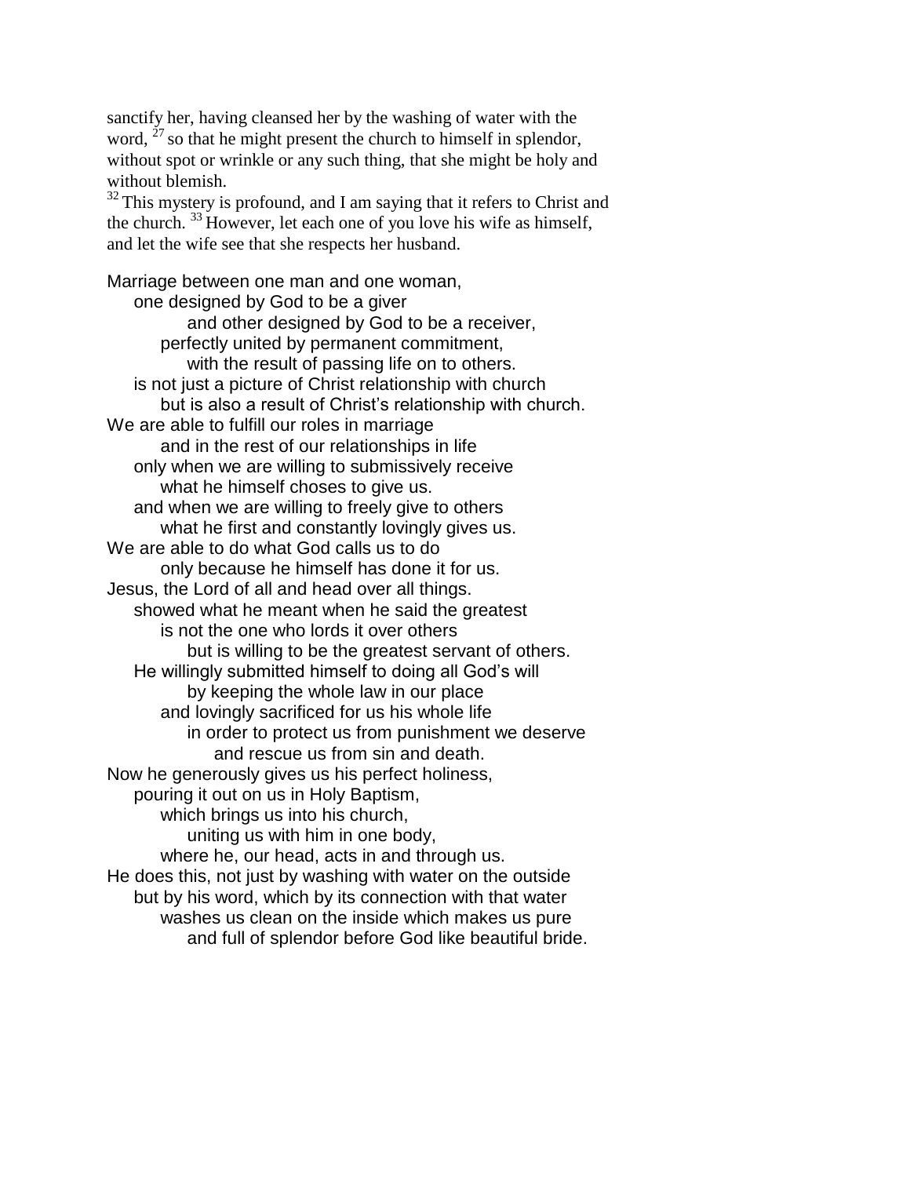sanctify her, having cleansed her by the washing of water with the word, [27] so that he might present the church to himself in splendor, without spot or wrinkle or any such thing, that she might be holy and without blemish.
[32] This mystery is profound, and I am saying that it refers to Christ and the church. [33] However, let each one of you love his wife as himself, and let the wife see that she respects her husband.

Marriage between one man and one woman,
  one designed by God to be a giver
      and other designed by God to be a receiver,
    perfectly united by permanent commitment,
      with the result of passing life on to others.
  is not just a picture of Christ relationship with church
    but is also a result of Christ's relationship with church.
We are able to fulfill our roles in marriage
    and in the rest of our relationships in life
  only when we are willing to submissively receive
    what he himself choses to give us.
  and when we are willing to freely give to others
    what he first and constantly lovingly gives us.
We are able to do what God calls us to do
    only because he himself has done it for us.
Jesus, the Lord of all and head over all things.
  showed what he meant when he said the greatest
    is not the one who lords it over others
      but is willing to be the greatest servant of others.
  He willingly submitted himself to doing all God's will
      by keeping the whole law in our place
    and lovingly sacrificed for us his whole life
      in order to protect us from punishment we deserve
        and rescue us from sin and death.
Now he generously gives us his perfect holiness,
  pouring it out on us in Holy Baptism,
    which brings us into his church,
      uniting us with him in one body,
    where he, our head, acts in and through us.
He does this, not just by washing with water on the outside
  but by his word, which by its connection with that water
    washes us clean on the inside which makes us pure
      and full of splendor before God like beautiful bride.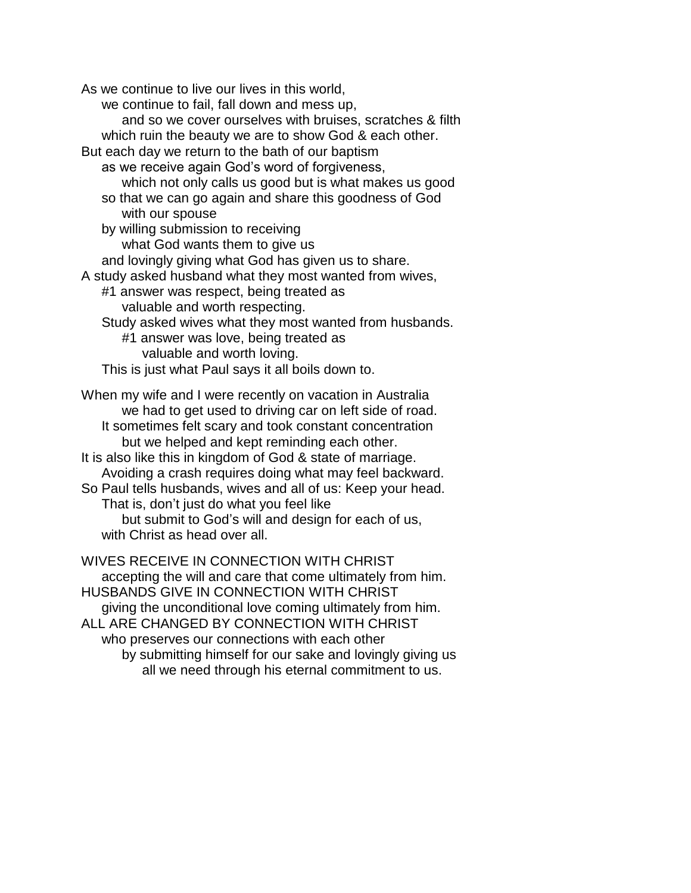As we continue to live our lives in this world,
we continue to fail, fall down and mess up,
and so we cover ourselves with bruises, scratches & filth
which ruin the beauty we are to show God & each other.
But each day we return to the bath of our baptism
as we receive again God's word of forgiveness,
which not only calls us good but is what makes us good
so that we can go again and share this goodness of God
with our spouse
by willing submission to receiving
what God wants them to give us
and lovingly giving what God has given us to share.
A study asked husband what they most wanted from wives,
#1 answer was respect, being treated as
valuable and worth respecting.
Study asked wives what they most wanted from husbands.
#1 answer was love, being treated as
valuable and worth loving.
This is just what Paul says it all boils down to.

When my wife and I were recently on vacation in Australia
we had to get used to driving car on left side of road.
It sometimes felt scary and took constant concentration
but we helped and kept reminding each other.
It is also like this in kingdom of God & state of marriage.
Avoiding a crash requires doing what may feel backward.
So Paul tells husbands, wives and all of us: Keep your head.
That is, don't just do what you feel like
but submit to God's will and design for each of us,
with Christ as head over all.

WIVES RECEIVE IN CONNECTION WITH CHRIST
accepting the will and care that come ultimately from him.
HUSBANDS GIVE IN CONNECTION WITH CHRIST
giving the unconditional love coming ultimately from him.
ALL ARE CHANGED BY CONNECTION WITH CHRIST
who preserves our connections with each other
by submitting himself for our sake and lovingly giving us
all we need through his eternal commitment to us.